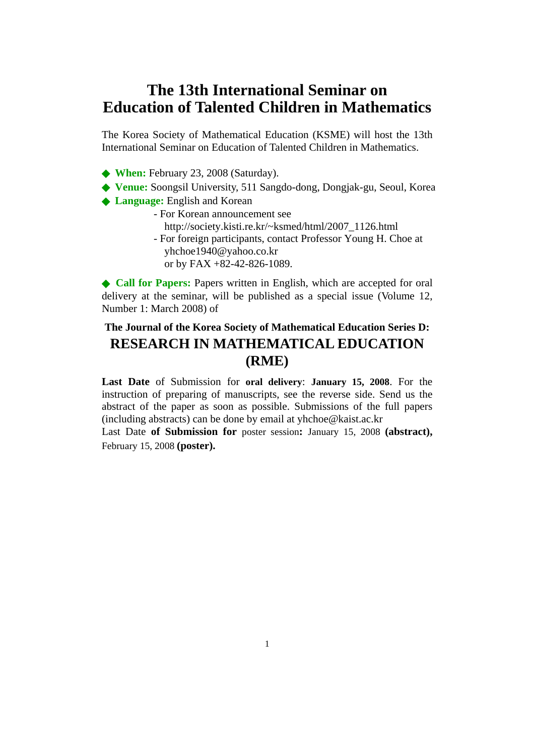# The 13th International Seminar on Education of Talented Children in Mathematics

The Korea Society of Mathematical Education (KSME) will host the 13th International Seminar on Education of Talented Children in Mathematics.

- **When:** February 23, 2008 (Saturday).
- **Venue:** Soongsil University, 511 Sangdo-dong, Dongjak-gu, Seoul, Korea
- **Language:** English and Korean
  - For Korean announcement see http://society.kisti.re.kr/~ksmed/html/2007_1126.html
  - For foreign participants, contact Professor Young H. Choe at yhchoe1940@yahoo.co.kr or by FAX +82-42-826-1089.

- **Call for Papers:** Papers written in English, which are accepted for oral delivery at the seminar, will be published as a special issue (Volume 12, Number 1: March 2008) of

### The Journal of the Korea Society of Mathematical Education Series D:

## RESEARCH IN MATHEMATICAL EDUCATION (RME)

**Last Date** of Submission for **oral delivery**: **January 15, 2008**. For the instruction of preparing of manuscripts, see the reverse side. Send us the abstract of the paper as soon as possible. Submissions of the full papers (including abstracts) can be done by email at yhchoe@kaist.ac.kr

Last Date **of Submission for** poster session**:** January 15, 2008 **(abstract),** February 15, 2008 **(poster).**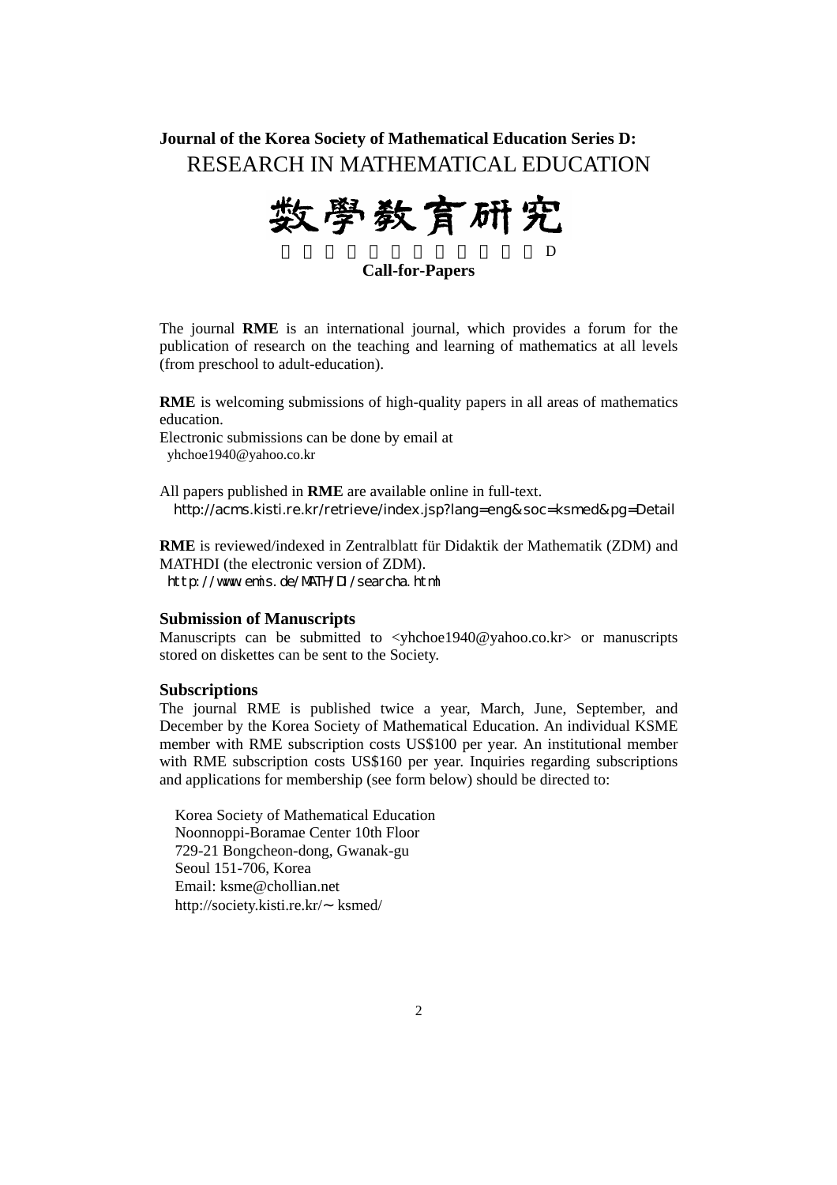**Journal of the Korea Society of Mathematical Education Series D:**
RESEARCH IN MATHEMATICAL EDUCATION

数學教育研究

D

**Call-for-Papers**

The journal **RME** is an international journal, which provides a forum for the publication of research on the teaching and learning of mathematics at all levels (from preschool to adult-education).

**RME** is welcoming submissions of high-quality papers in all areas of mathematics education.
Electronic submissions can be done by email at
yhchoe1940@yahoo.co.kr

All papers published in **RME** are available online in full-text.
http://acms.kisti.re.kr/retrieve/index.jsp?lang=eng&soc=ksmed&pg=Detail

**RME** is reviewed/indexed in Zentralblatt für Didaktik der Mathematik (ZDM) and MATHDI (the electronic version of ZDM).
http://www.emis.de/MATH/DI/searcha.html

### Submission of Manuscripts

Manuscripts can be submitted to <yhchoe1940@yahoo.co.kr> or manuscripts stored on diskettes can be sent to the Society.

### Subscriptions

The journal RME is published twice a year, March, June, September, and December by the Korea Society of Mathematical Education. An individual KSME member with RME subscription costs US$100 per year. An institutional member with RME subscription costs US$160 per year. Inquiries regarding subscriptions and applications for membership (see form below) should be directed to:

Korea Society of Mathematical Education
Noonnoppi-Boramae Center 10th Floor
729-21 Bongcheon-dong, Gwanak-gu
Seoul 151-706, Korea
Email: ksme@chollian.net
http://society.kisti.re.kr/~ksmed/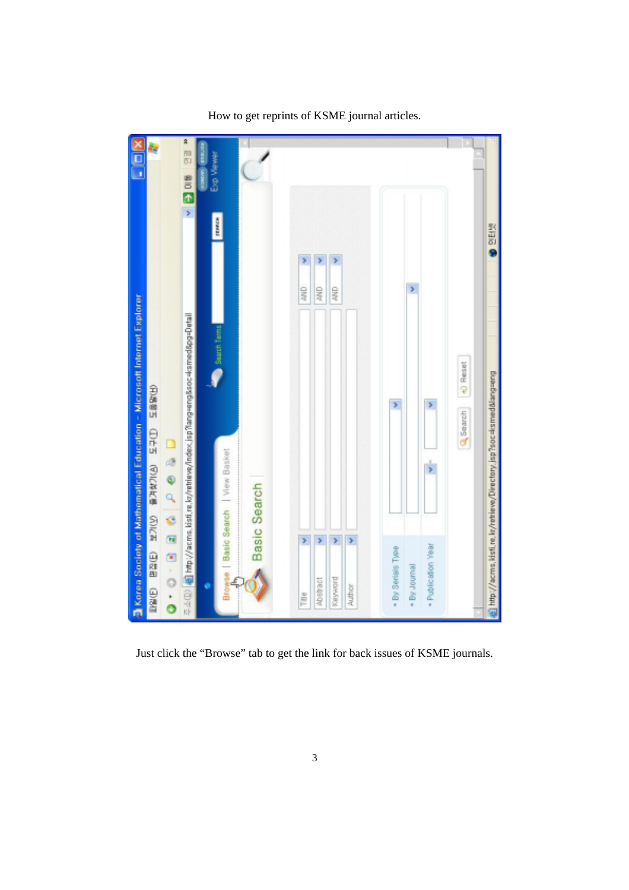How to get reprints of KSME journal articles.

Just click the “Browse” tab to get the link for back issues of KSME journals.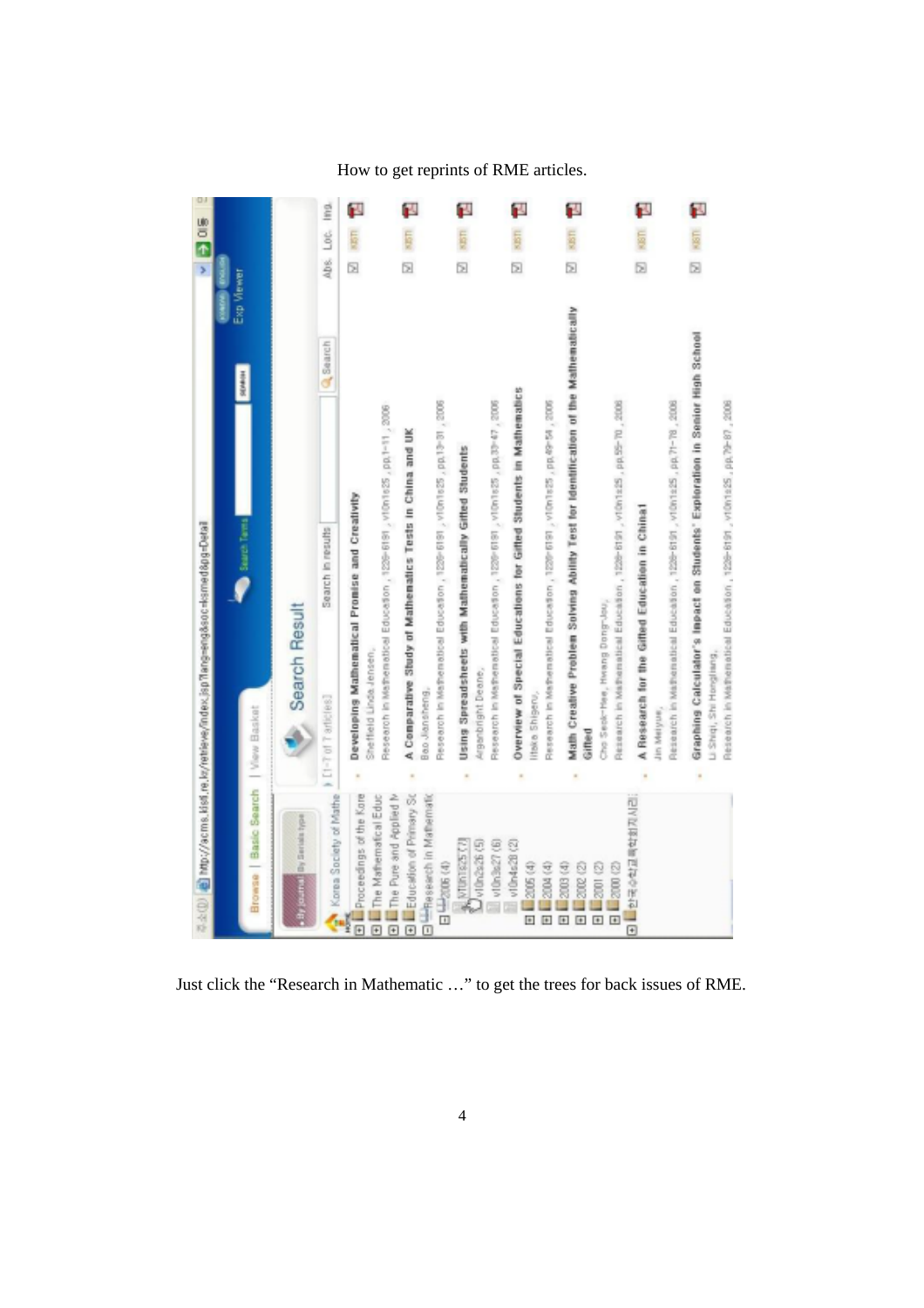How to get reprints of RME articles.

Just click the "Research in Mathematic …" to get the trees for back issues of RME.